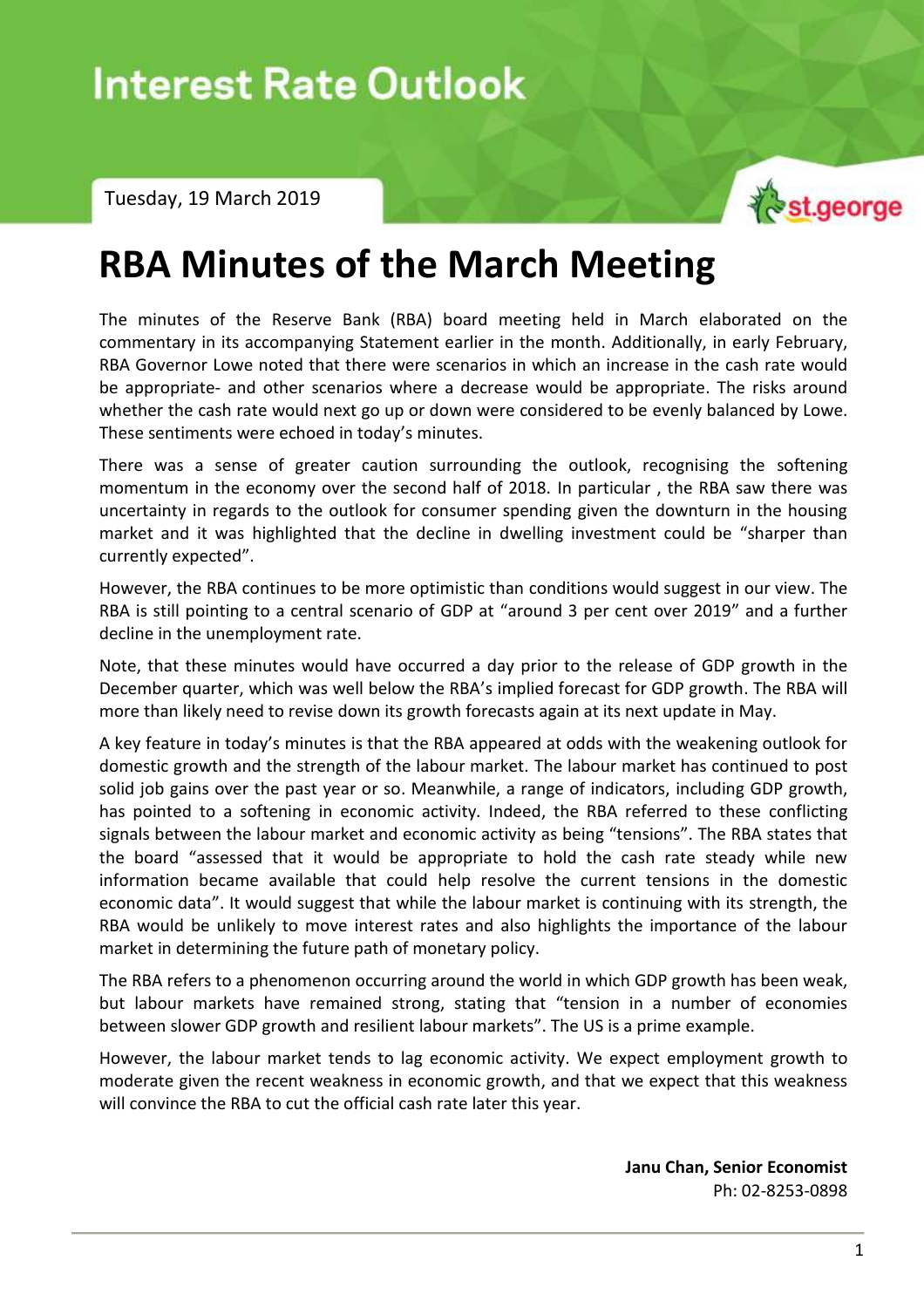# Interest Rate Outlook

Tuesday, 19 March 2019

# RBA Minutes of the March Meeting

The minutes of the Reserve Bank (RBA) board meeting held in March elaborated on the commentary in its accompanying Statement earlier in the month. Additionally, in early February, RBA Governor Lowe noted that there were scenarios in which an increase in the cash rate would be appropriate- and other scenarios where a decrease would be appropriate. The risks around whether the cash rate would next go up or down were considered to be evenly balanced by Lowe. These sentiments were echoed in today's minutes.

There was a sense of greater caution surrounding the outlook, recognising the softening momentum in the economy over the second half of 2018. In particular , the RBA saw there was uncertainty in regards to the outlook for consumer spending given the downturn in the housing market and it was highlighted that the decline in dwelling investment could be "sharper than currently expected".

However, the RBA continues to be more optimistic than conditions would suggest in our view. The RBA is still pointing to a central scenario of GDP at "around 3 per cent over 2019" and a further decline in the unemployment rate.

Note, that these minutes would have occurred a day prior to the release of GDP growth in the December quarter, which was well below the RBA's implied forecast for GDP growth. The RBA will more than likely need to revise down its growth forecasts again at its next update in May.

A key feature in today's minutes is that the RBA appeared at odds with the weakening outlook for domestic growth and the strength of the labour market. The labour market has continued to post solid job gains over the past year or so. Meanwhile, a range of indicators, including GDP growth, has pointed to a softening in economic activity. Indeed, the RBA referred to these conflicting signals between the labour market and economic activity as being "tensions". The RBA states that the board "assessed that it would be appropriate to hold the cash rate steady while new information became available that could help resolve the current tensions in the domestic economic data". It would suggest that while the labour market is continuing with its strength, the RBA would be unlikely to move interest rates and also highlights the importance of the labour market in determining the future path of monetary policy.

The RBA refers to a phenomenon occurring around the world in which GDP growth has been weak, but labour markets have remained strong, stating that "tension in a number of economies between slower GDP growth and resilient labour markets". The US is a prime example.

However, the labour market tends to lag economic activity. We expect employment growth to moderate given the recent weakness in economic growth, and that we expect that this weakness will convince the RBA to cut the official cash rate later this year.

**Janu Chan, Senior Economist**
Ph: 02-8253-0898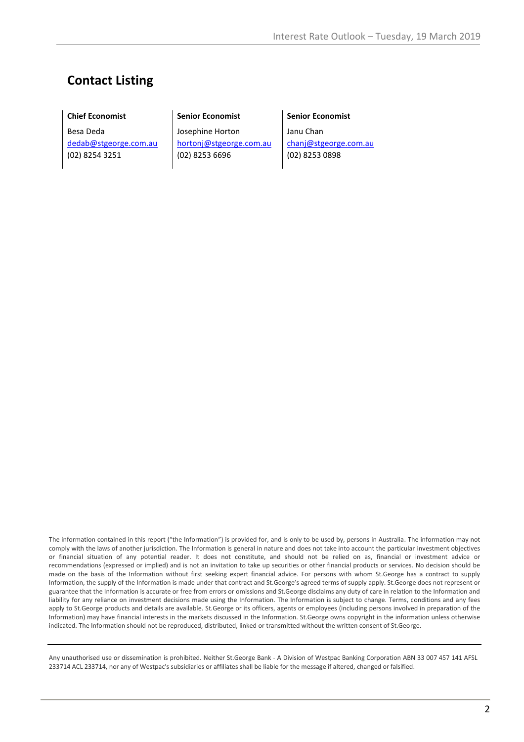## Contact Listing

**Chief Economist**

Besa Deda
dedab@stgeorge.com.au
(02) 8254 3251

**Senior Economist**

Josephine Horton
hortonj@stgeorge.com.au
(02) 8253 6696

**Senior Economist**

Janu Chan
chanj@stgeorge.com.au
(02) 8253 0898

The information contained in this report ("the Information") is provided for, and is only to be used by, persons in Australia. The information may not comply with the laws of another jurisdiction. The Information is general in nature and does not take into account the particular investment objectives or financial situation of any potential reader. It does not constitute, and should not be relied on as, financial or investment advice or recommendations (expressed or implied) and is not an invitation to take up securities or other financial products or services. No decision should be made on the basis of the Information without first seeking expert financial advice. For persons with whom St.George has a contract to supply Information, the supply of the Information is made under that contract and St.George's agreed terms of supply apply. St.George does not represent or guarantee that the Information is accurate or free from errors or omissions and St.George disclaims any duty of care in relation to the Information and liability for any reliance on investment decisions made using the Information. The Information is subject to change. Terms, conditions and any fees apply to St.George products and details are available. St.George or its officers, agents or employees (including persons involved in preparation of the Information) may have financial interests in the markets discussed in the Information. St.George owns copyright in the information unless otherwise indicated. The Information should not be reproduced, distributed, linked or transmitted without the written consent of St.George.

Any unauthorised use or dissemination is prohibited. Neither St.George Bank - A Division of Westpac Banking Corporation ABN 33 007 457 141 AFSL 233714 ACL 233714, nor any of Westpac's subsidiaries or affiliates shall be liable for the message if altered, changed or falsified.